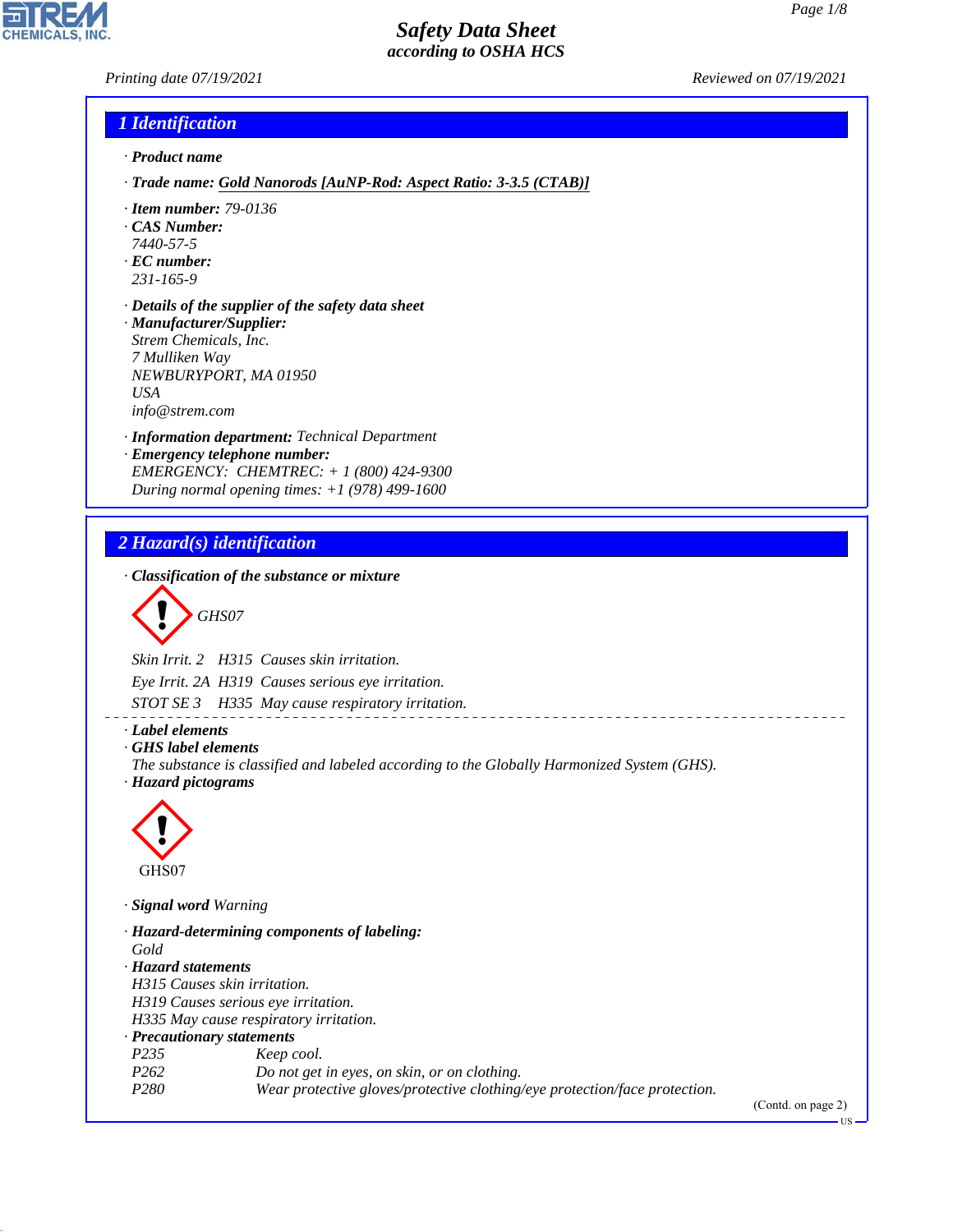# Safety Data Sheet
*according to OSHA HCS*

Printing date 07/19/2021 — Reviewed on 07/19/2021

## 1 Identification

· **Product name**

· **Trade name: Gold Nanorods [AuNP-Rod: Aspect Ratio: 3-3.5 (CTAB)]**

· **Item number:** 79-0136
· **CAS Number:**
7440-57-5
· **EC number:**
231-165-9

· **Details of the supplier of the safety data sheet**
· **Manufacturer/Supplier:**
Strem Chemicals, Inc.
7 Mulliken Way
NEWBURYPORT, MA 01950
USA
info@strem.com

· **Information department:** Technical Department
· **Emergency telephone number:**
EMERGENCY: CHEMTREC: + 1 (800) 424-9300
During normal opening times: +1 (978) 499-1600

## 2 Hazard(s) identification

· **Classification of the substance or mixture**

GHS07

Skin Irrit. 2 H315 Causes skin irritation.

Eye Irrit. 2A H319 Causes serious eye irritation.

STOT SE 3 H335 May cause respiratory irritation.

· **Label elements**
· **GHS label elements**
The substance is classified and labeled according to the Globally Harmonized System (GHS).
· **Hazard pictograms**

GHS07

· **Signal word** Warning

· **Hazard-determining components of labeling:**
Gold
· **Hazard statements**
H315 Causes skin irritation.
H319 Causes serious eye irritation.
H335 May cause respiratory irritation.
· **Precautionary statements**

| | |
|---|---|
| P235 | Keep cool. |
| P262 | Do not get in eyes, on skin, or on clothing. |
| P280 | Wear protective gloves/protective clothing/eye protection/face protection. |

(Contd. on page 2)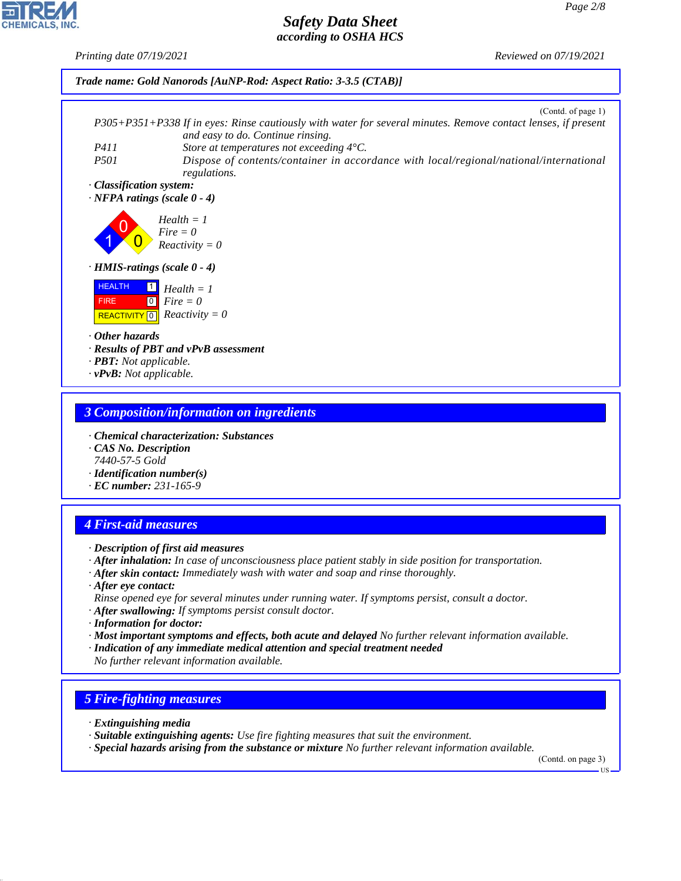**Trade name: Gold Nanorods [AuNP-Rod: Aspect Ratio: 3-3.5 (CTAB)]**

(Contd. of page 1)

P305+P351+P338 If in eyes: Rinse cautiously with water for several minutes. Remove contact lenses, if present and easy to do. Continue rinsing.

P411 Store at temperatures not exceeding 4°C.

P501 Dispose of contents/container in accordance with local/regional/national/international regulations.

· **Classification system:**

· **NFPA ratings (scale 0 - 4)**

Health = 1
Fire = 0
Reactivity = 0

· **HMIS-ratings (scale 0 - 4)**

| | | |
|---|---|---|
| HEALTH | 1 | Health = 1 |
| FIRE | 0 | Fire = 0 |
| REACTIVITY | 0 | Reactivity = 0 |

· **Other hazards**
· **Results of PBT and vPvB assessment**
· **PBT:** Not applicable.
· **vPvB:** Not applicable.

## 3 Composition/information on ingredients

· **Chemical characterization: Substances**
· **CAS No. Description**
7440-57-5 Gold
· **Identification number(s)**
· **EC number:** 231-165-9

## 4 First-aid measures

· **Description of first aid measures**
· **After inhalation:** In case of unconsciousness place patient stably in side position for transportation.
· **After skin contact:** Immediately wash with water and soap and rinse thoroughly.
· **After eye contact:**
Rinse opened eye for several minutes under running water. If symptoms persist, consult a doctor.
· **After swallowing:** If symptoms persist consult doctor.
· **Information for doctor:**
· **Most important symptoms and effects, both acute and delayed** No further relevant information available.
· **Indication of any immediate medical attention and special treatment needed**
No further relevant information available.

## 5 Fire-fighting measures

· **Extinguishing media**
· **Suitable extinguishing agents:** Use fire fighting measures that suit the environment.
· **Special hazards arising from the substance or mixture** No further relevant information available.

(Contd. on page 3)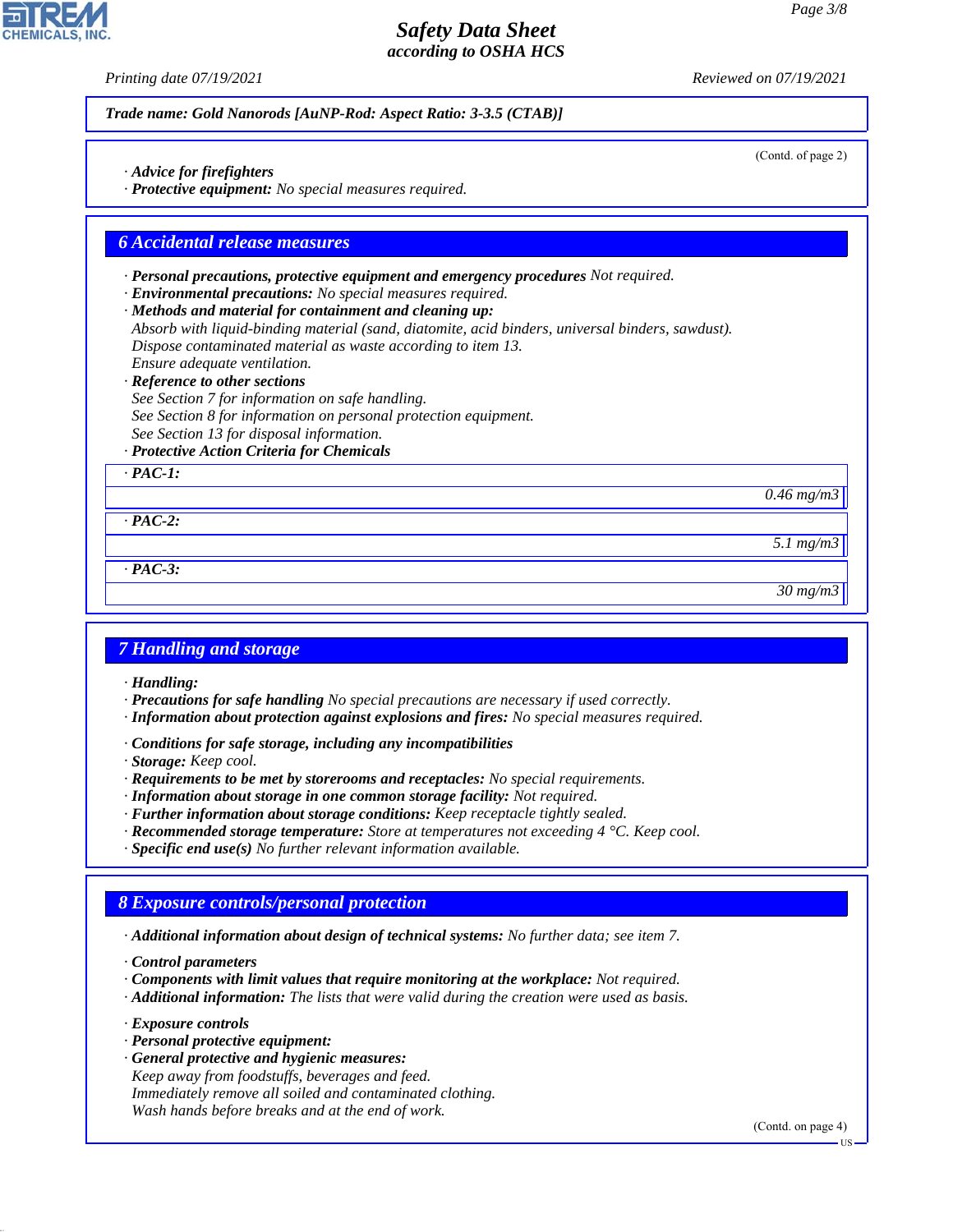Trade name: Gold Nanorods [AuNP-Rod: Aspect Ratio: 3-3.5 (CTAB)]

(Contd. of page 2)

· **Advice for firefighters**
· **Protective equipment:** No special measures required.

## 6 Accidental release measures

· **Personal precautions, protective equipment and emergency procedures** Not required.
· **Environmental precautions:** No special measures required.
· **Methods and material for containment and cleaning up:**
Absorb with liquid-binding material (sand, diatomite, acid binders, universal binders, sawdust).
Dispose contaminated material as waste according to item 13.
Ensure adequate ventilation.
· **Reference to other sections**
See Section 7 for information on safe handling.
See Section 8 for information on personal protection equipment.
See Section 13 for disposal information.
· **Protective Action Criteria for Chemicals**

| · PAC-1: | |
|---|---|
| | 0.46 mg/m3 |
| · PAC-2: | |
| | 5.1 mg/m3 |
| · PAC-3: | |
| | 30 mg/m3 |

## 7 Handling and storage

· **Handling:**
· **Precautions for safe handling** No special precautions are necessary if used correctly.
· **Information about protection against explosions and fires:** No special measures required.

· **Conditions for safe storage, including any incompatibilities**
· **Storage:** Keep cool.
· **Requirements to be met by storerooms and receptacles:** No special requirements.
· **Information about storage in one common storage facility:** Not required.
· **Further information about storage conditions:** Keep receptacle tightly sealed.
· **Recommended storage temperature:** Store at temperatures not exceeding 4 °C. Keep cool.
· **Specific end use(s)** No further relevant information available.

## 8 Exposure controls/personal protection

· **Additional information about design of technical systems:** No further data; see item 7.

· **Control parameters**
· **Components with limit values that require monitoring at the workplace:** Not required.
· **Additional information:** The lists that were valid during the creation were used as basis.

· **Exposure controls**
· **Personal protective equipment:**
· **General protective and hygienic measures:**
Keep away from foodstuffs, beverages and feed.
Immediately remove all soiled and contaminated clothing.
Wash hands before breaks and at the end of work.

(Contd. on page 4)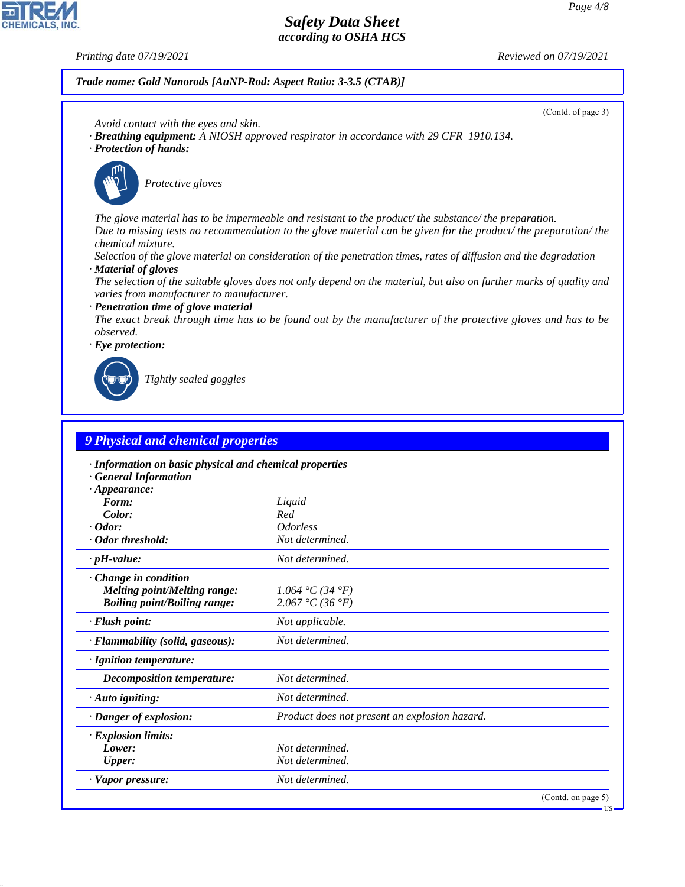**Trade name: Gold Nanorods [AuNP-Rod: Aspect Ratio: 3-3.5 (CTAB)]**

(Contd. of page 3)

Avoid contact with the eyes and skin.

· **Breathing equipment:** A NIOSH approved respirator in accordance with 29 CFR 1910.134.

· **Protection of hands:**

Protective gloves

The glove material has to be impermeable and resistant to the product/ the substance/ the preparation.
Due to missing tests no recommendation to the glove material can be given for the product/ the preparation/ the chemical mixture.
Selection of the glove material on consideration of the penetration times, rates of diffusion and the degradation

· **Material of gloves**
The selection of the suitable gloves does not only depend on the material, but also on further marks of quality and varies from manufacturer to manufacturer.

· **Penetration time of glove material**
The exact break through time has to be found out by the manufacturer of the protective gloves and has to be observed.

· **Eye protection:**

Tightly sealed goggles

## 9 Physical and chemical properties

| | |
|---|---|
| · **Information on basic physical and chemical properties** | |
| · **General Information** | |
| · **Appearance:** | |
| **Form:** | Liquid |
| **Color:** | Red |
| · **Odor:** | Odorless |
| · **Odor threshold:** | Not determined. |
| · **pH-value:** | Not determined. |
| · **Change in condition** | |
| **Melting point/Melting range:** | 1.064 °C (34 °F) |
| **Boiling point/Boiling range:** | 2.067 °C (36 °F) |
| · **Flash point:** | Not applicable. |
| · **Flammability (solid, gaseous):** | Not determined. |
| · **Ignition temperature:** | |
| **Decomposition temperature:** | Not determined. |
| · **Auto igniting:** | Not determined. |
| · **Danger of explosion:** | Product does not present an explosion hazard. |
| · **Explosion limits:** | |
| **Lower:** | Not determined. |
| **Upper:** | Not determined. |
| · **Vapor pressure:** | Not determined. |

(Contd. on page 5)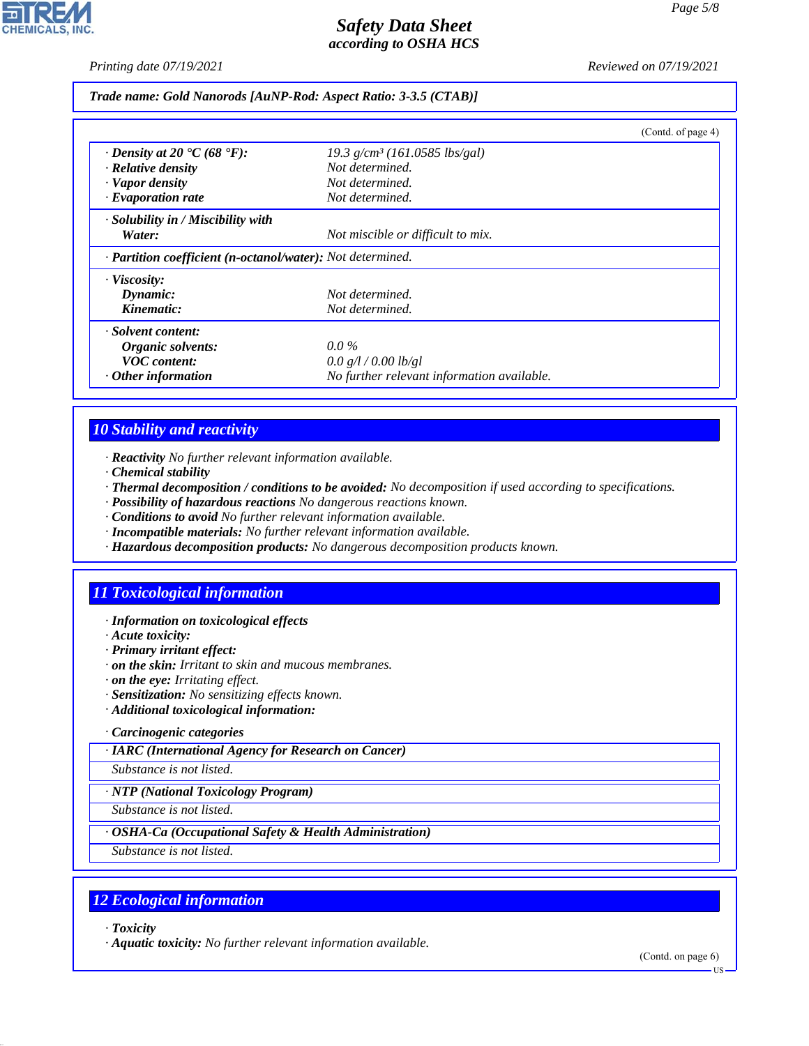**Trade name: Gold Nanorods [AuNP-Rod: Aspect Ratio: 3-3.5 (CTAB)]**

(Contd. of page 4)

| | |
|---|---|
| · **Density at 20 °C (68 °F):** | 19.3 g/cm³ (161.0585 lbs/gal) |
| · **Relative density** | Not determined. |
| · **Vapor density** | Not determined. |
| · **Evaporation rate** | Not determined. |
| · **Solubility in / Miscibility with** | |
| **Water:** | Not miscible or difficult to mix. |
| · **Partition coefficient (n-octanol/water):** | Not determined. |
| · **Viscosity:** | |
| **Dynamic:** | Not determined. |
| **Kinematic:** | Not determined. |
| · **Solvent content:** | |
| **Organic solvents:** | 0.0 % |
| **VOC content:** | 0.0 g/l / 0.00 lb/gl |
| · **Other information** | No further relevant information available. |

## 10 Stability and reactivity

- · **Reactivity** No further relevant information available.
- · **Chemical stability**
- · **Thermal decomposition / conditions to be avoided:** No decomposition if used according to specifications.
- · **Possibility of hazardous reactions** No dangerous reactions known.
- · **Conditions to avoid** No further relevant information available.
- · **Incompatible materials:** No further relevant information available.
- · **Hazardous decomposition products:** No dangerous decomposition products known.

## 11 Toxicological information

- · **Information on toxicological effects**
- · **Acute toxicity:**
- · **Primary irritant effect:**
- · **on the skin:** Irritant to skin and mucous membranes.
- · **on the eye:** Irritating effect.
- · **Sensitization:** No sensitizing effects known.
- · **Additional toxicological information:**

· **Carcinogenic categories**

| · **IARC (International Agency for Research on Cancer)** |
|---|
| Substance is not listed. |

| · **NTP (National Toxicology Program)** |
|---|
| Substance is not listed. |

| · **OSHA-Ca (Occupational Safety & Health Administration)** |
|---|
| Substance is not listed. |

## 12 Ecological information

- · **Toxicity**
- · **Aquatic toxicity:** No further relevant information available.

(Contd. on page 6)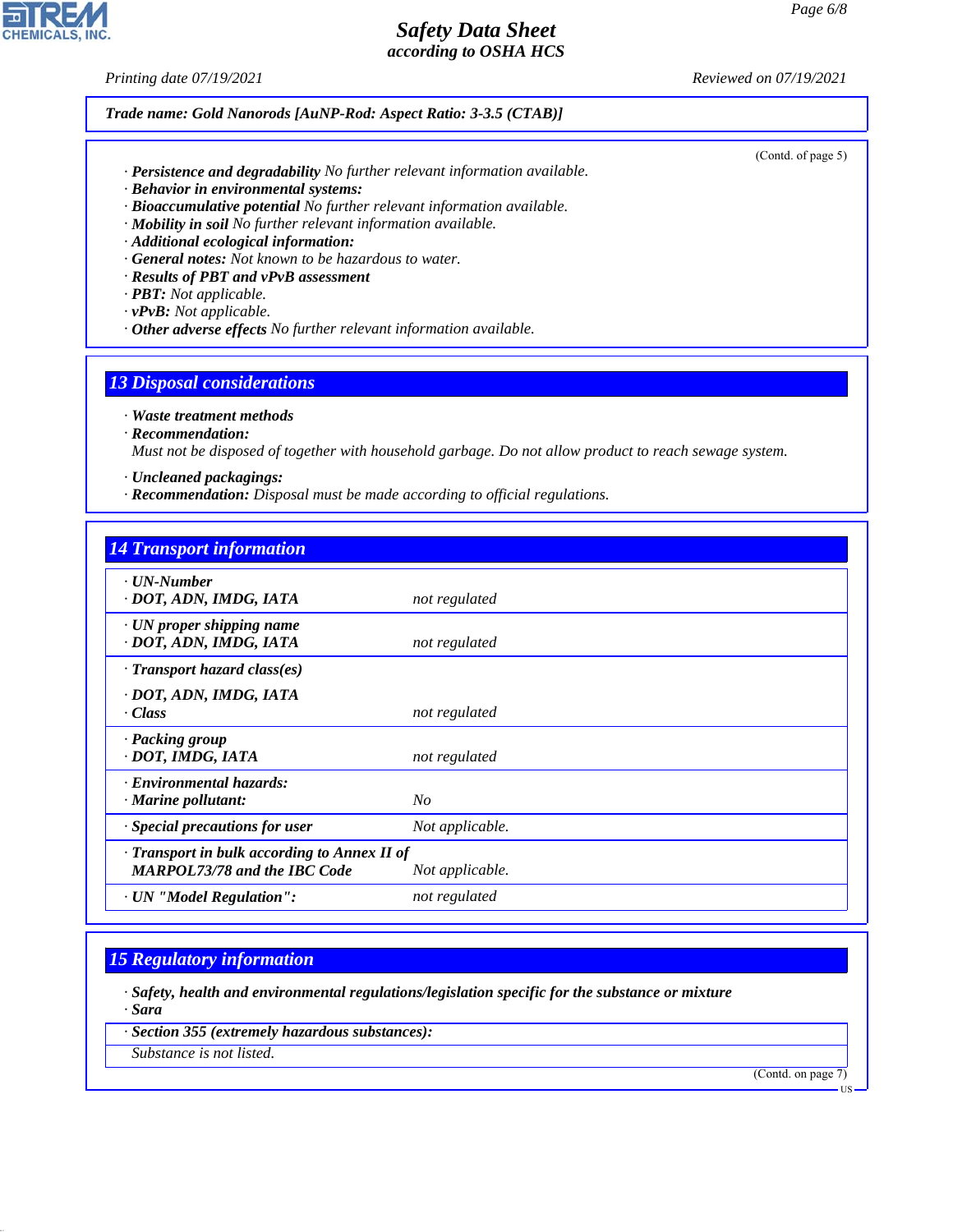**Trade name: Gold Nanorods [AuNP-Rod: Aspect Ratio: 3-3.5 (CTAB)]**

(Contd. of page 5)

· **Persistence and degradability** No further relevant information available.
· **Behavior in environmental systems:**
· **Bioaccumulative potential** No further relevant information available.
· **Mobility in soil** No further relevant information available.
· **Additional ecological information:**
· **General notes:** Not known to be hazardous to water.
· **Results of PBT and vPvB assessment**
· **PBT:** Not applicable.
· **vPvB:** Not applicable.
· **Other adverse effects** No further relevant information available.

## 13 Disposal considerations

· **Waste treatment methods**
· **Recommendation:**
Must not be disposed of together with household garbage. Do not allow product to reach sewage system.

· **Uncleaned packagings:**
· **Recommendation:** Disposal must be made according to official regulations.

## 14 Transport information

| | |
|---|---|
| · **UN-Number**<br>· **DOT, ADN, IMDG, IATA** | not regulated |
| · **UN proper shipping name**<br>· **DOT, ADN, IMDG, IATA** | not regulated |
| · **Transport hazard class(es)**<br>· **DOT, ADN, IMDG, IATA**<br>· **Class** | not regulated |
| · **Packing group**<br>· **DOT, IMDG, IATA** | not regulated |
| · **Environmental hazards:**<br>· **Marine pollutant:** | No |
| · **Special precautions for user** | Not applicable. |
| · **Transport in bulk according to Annex II of MARPOL73/78 and the IBC Code** | Not applicable. |
| · **UN "Model Regulation":** | not regulated |

## 15 Regulatory information

· **Safety, health and environmental regulations/legislation specific for the substance or mixture**
· **Sara**

· **Section 355 (extremely hazardous substances):**
Substance is not listed.

(Contd. on page 7)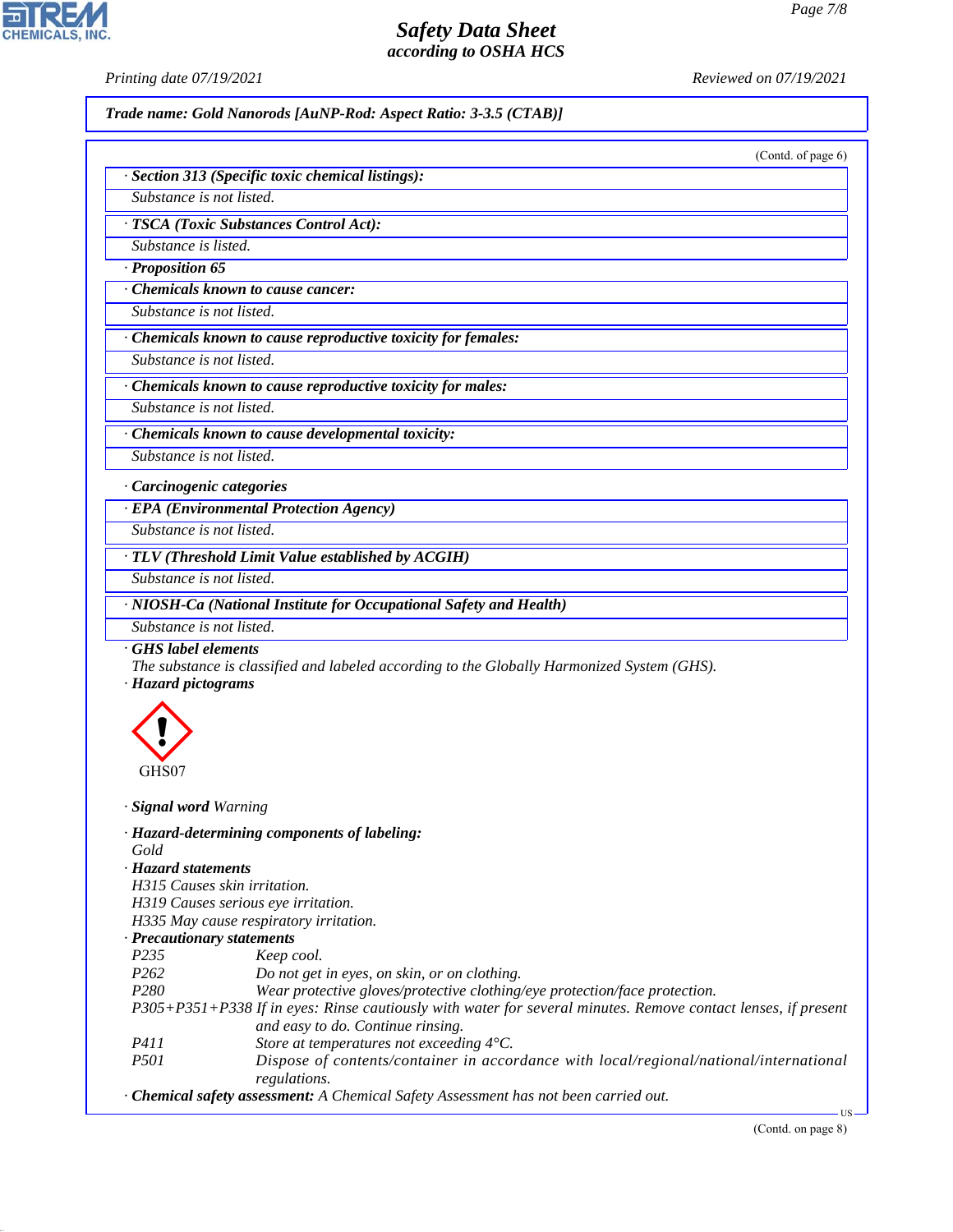Trade name: Gold Nanorods [AuNP-Rod: Aspect Ratio: 3-3.5 (CTAB)]

(Contd. of page 6)

**· Section 313 (Specific toxic chemical listings):**

Substance is not listed.

**· TSCA (Toxic Substances Control Act):**

Substance is listed.

**· Proposition 65**

**· Chemicals known to cause cancer:**

Substance is not listed.

**· Chemicals known to cause reproductive toxicity for females:**

Substance is not listed.

**· Chemicals known to cause reproductive toxicity for males:**

Substance is not listed.

**· Chemicals known to cause developmental toxicity:**

Substance is not listed.

**· Carcinogenic categories**

**· EPA (Environmental Protection Agency)**

Substance is not listed.

**· TLV (Threshold Limit Value established by ACGIH)**

Substance is not listed.

**· NIOSH-Ca (National Institute for Occupational Safety and Health)**

Substance is not listed.

**· GHS label elements**

The substance is classified and labeled according to the Globally Harmonized System (GHS).

**· Hazard pictograms**

GHS07

**· Signal word** Warning

**· Hazard-determining components of labeling:**

Gold

**· Hazard statements**

H315 Causes skin irritation.
H319 Causes serious eye irritation.
H335 May cause respiratory irritation.

**· Precautionary statements**

| | |
|---|---|
| P235 | Keep cool. |
| P262 | Do not get in eyes, on skin, or on clothing. |
| P280 | Wear protective gloves/protective clothing/eye protection/face protection. |
| P305+P351+P338 | If in eyes: Rinse cautiously with water for several minutes. Remove contact lenses, if present and easy to do. Continue rinsing. |
| P411 | Store at temperatures not exceeding 4°C. |
| P501 | Dispose of contents/container in accordance with local/regional/national/international regulations. |

**· Chemical safety assessment:** A Chemical Safety Assessment has not been carried out.

(Contd. on page 8)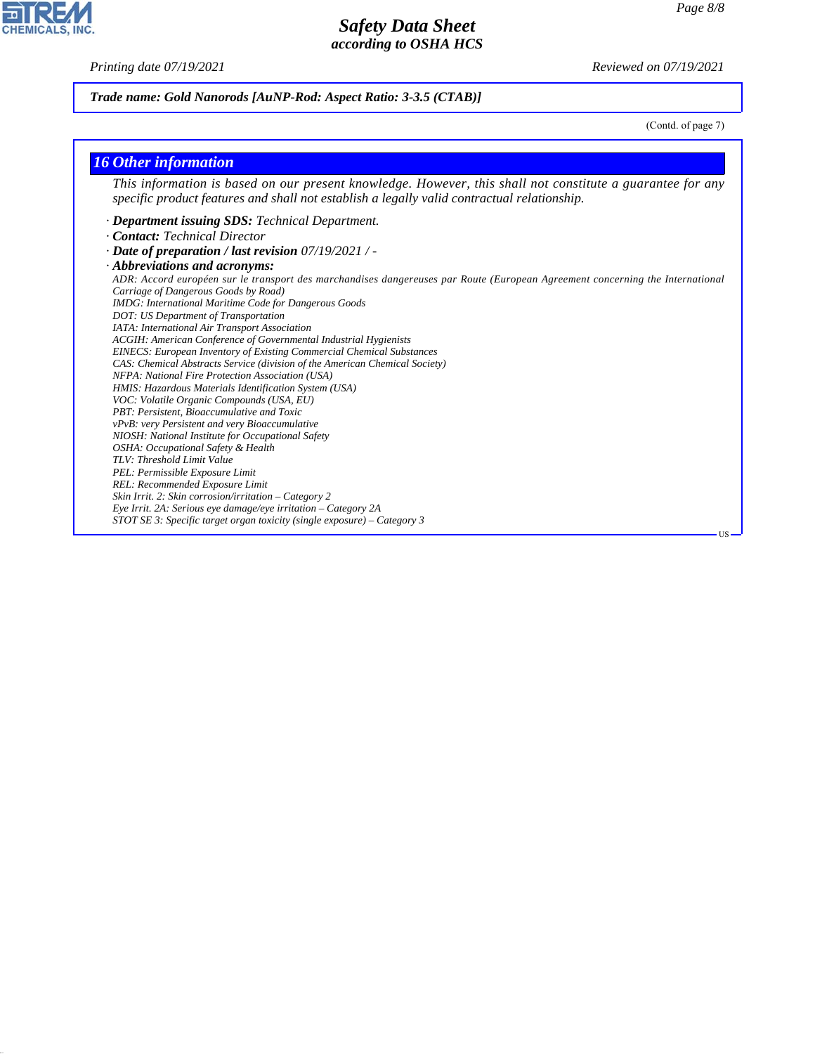**Trade name: Gold Nanorods [AuNP-Rod: Aspect Ratio: 3-3.5 (CTAB)]**

(Contd. of page 7)

## 16 Other information

*This information is based on our present knowledge. However, this shall not constitute a guarantee for any specific product features and shall not establish a legally valid contractual relationship.*

- **Department issuing SDS:** Technical Department.
- **Contact:** Technical Director
- **Date of preparation / last revision** 07/19/2021 / -
- **Abbreviations and acronyms:**

ADR: Accord européen sur le transport des marchandises dangereuses par Route (European Agreement concerning the International Carriage of Dangerous Goods by Road)
IMDG: International Maritime Code for Dangerous Goods
DOT: US Department of Transportation
IATA: International Air Transport Association
ACGIH: American Conference of Governmental Industrial Hygienists
EINECS: European Inventory of Existing Commercial Chemical Substances
CAS: Chemical Abstracts Service (division of the American Chemical Society)
NFPA: National Fire Protection Association (USA)
HMIS: Hazardous Materials Identification System (USA)
VOC: Volatile Organic Compounds (USA, EU)
PBT: Persistent, Bioaccumulative and Toxic
vPvB: very Persistent and very Bioaccumulative
NIOSH: National Institute for Occupational Safety
OSHA: Occupational Safety & Health
TLV: Threshold Limit Value
PEL: Permissible Exposure Limit
REL: Recommended Exposure Limit
Skin Irrit. 2: Skin corrosion/irritation – Category 2
Eye Irrit. 2A: Serious eye damage/eye irritation – Category 2A
STOT SE 3: Specific target organ toxicity (single exposure) – Category 3